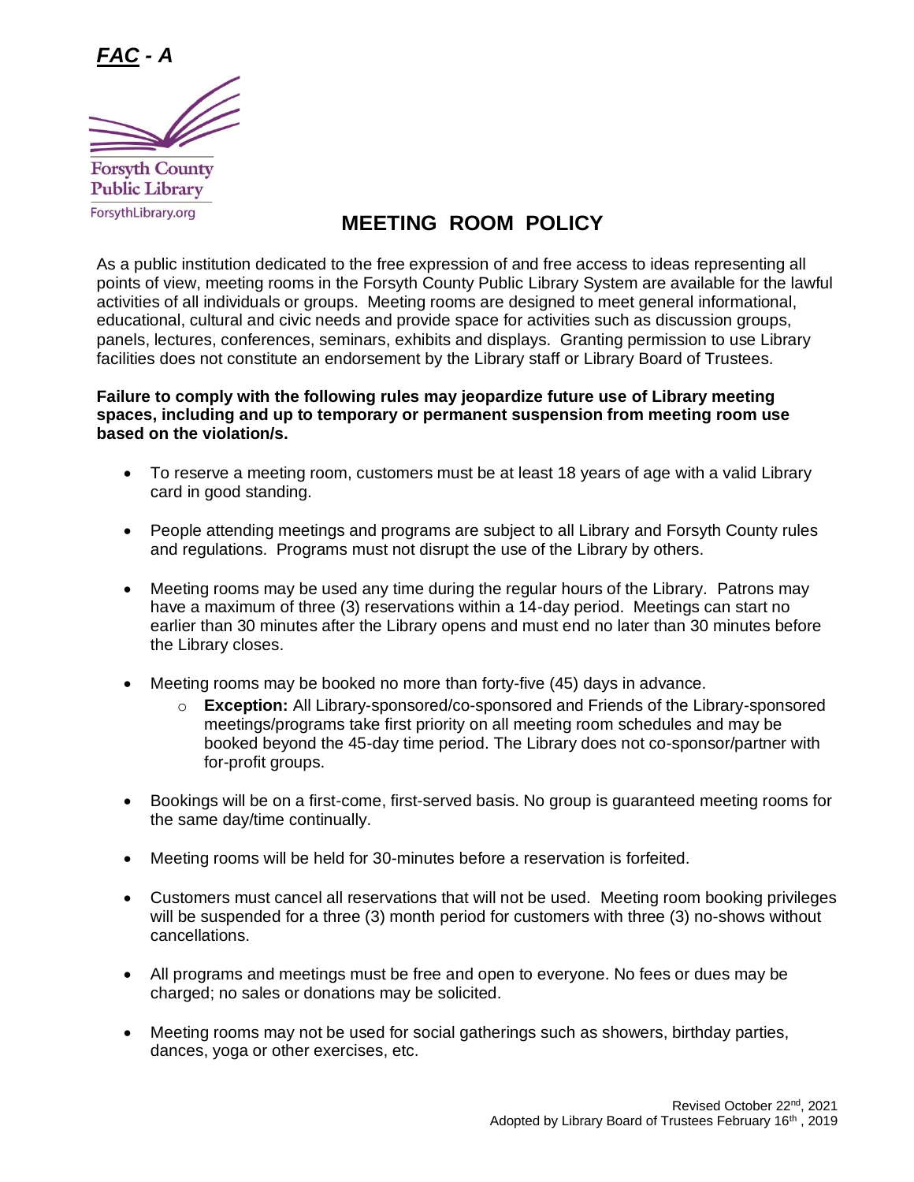***FAC - A***

Forsyth County
Public Library
ForsythLibrary.org

# MEETING ROOM POLICY

As a public institution dedicated to the free expression of and free access to ideas representing all points of view, meeting rooms in the Forsyth County Public Library System are available for the lawful activities of all individuals or groups. Meeting rooms are designed to meet general informational, educational, cultural and civic needs and provide space for activities such as discussion groups, panels, lectures, conferences, seminars, exhibits and displays. Granting permission to use Library facilities does not constitute an endorsement by the Library staff or Library Board of Trustees.

**Failure to comply with the following rules may jeopardize future use of Library meeting spaces, including and up to temporary or permanent suspension from meeting room use based on the violation/s.**

- To reserve a meeting room, customers must be at least 18 years of age with a valid Library card in good standing.
- People attending meetings and programs are subject to all Library and Forsyth County rules and regulations. Programs must not disrupt the use of the Library by others.
- Meeting rooms may be used any time during the regular hours of the Library. Patrons may have a maximum of three (3) reservations within a 14-day period. Meetings can start no earlier than 30 minutes after the Library opens and must end no later than 30 minutes before the Library closes.
- Meeting rooms may be booked no more than forty-five (45) days in advance.
  - **Exception:** All Library-sponsored/co-sponsored and Friends of the Library-sponsored meetings/programs take first priority on all meeting room schedules and may be booked beyond the 45-day time period. The Library does not co-sponsor/partner with for-profit groups.
- Bookings will be on a first-come, first-served basis. No group is guaranteed meeting rooms for the same day/time continually.
- Meeting rooms will be held for 30-minutes before a reservation is forfeited.
- Customers must cancel all reservations that will not be used. Meeting room booking privileges will be suspended for a three (3) month period for customers with three (3) no-shows without cancellations.
- All programs and meetings must be free and open to everyone. No fees or dues may be charged; no sales or donations may be solicited.
- Meeting rooms may not be used for social gatherings such as showers, birthday parties, dances, yoga or other exercises, etc.

Revised October 22nd, 2021
Adopted by Library Board of Trustees February 16th, 2019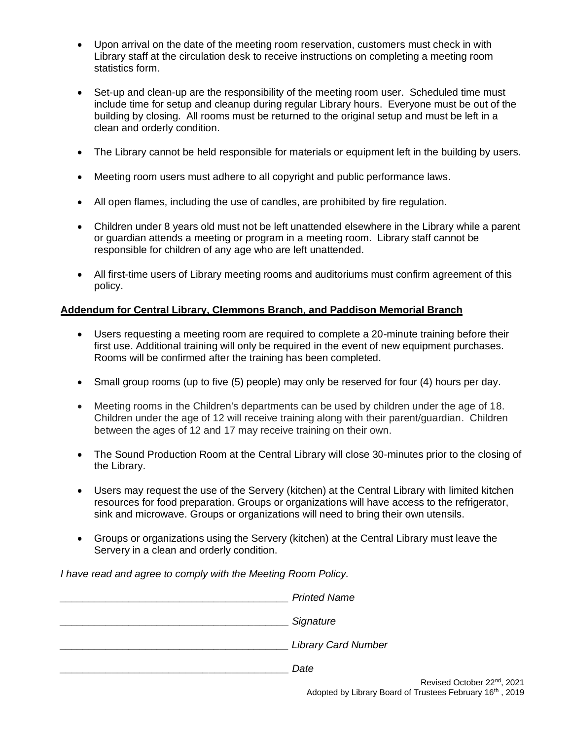- Upon arrival on the date of the meeting room reservation, customers must check in with Library staff at the circulation desk to receive instructions on completing a meeting room statistics form.

- Set-up and clean-up are the responsibility of the meeting room user. Scheduled time must include time for setup and cleanup during regular Library hours. Everyone must be out of the building by closing. All rooms must be returned to the original setup and must be left in a clean and orderly condition.

- The Library cannot be held responsible for materials or equipment left in the building by users.

- Meeting room users must adhere to all copyright and public performance laws.

- All open flames, including the use of candles, are prohibited by fire regulation.

- Children under 8 years old must not be left unattended elsewhere in the Library while a parent or guardian attends a meeting or program in a meeting room. Library staff cannot be responsible for children of any age who are left unattended.

- All first-time users of Library meeting rooms and auditoriums must confirm agreement of this policy.

**Addendum for Central Library, Clemmons Branch, and Paddison Memorial Branch**

- Users requesting a meeting room are required to complete a 20-minute training before their first use. Additional training will only be required in the event of new equipment purchases. Rooms will be confirmed after the training has been completed.

- Small group rooms (up to five (5) people) may only be reserved for four (4) hours per day.

- Meeting rooms in the Children's departments can be used by children under the age of 18. Children under the age of 12 will receive training along with their parent/guardian. Children between the ages of 12 and 17 may receive training on their own.

- The Sound Production Room at the Central Library will close 30-minutes prior to the closing of the Library.

- Users may request the use of the Servery (kitchen) at the Central Library with limited kitchen resources for food preparation. Groups or organizations will have access to the refrigerator, sink and microwave. Groups or organizations will need to bring their own utensils.

- Groups or organizations using the Servery (kitchen) at the Central Library must leave the Servery in a clean and orderly condition.

*I have read and agree to comply with the Meeting Room Policy.*

________________________________________ *Printed Name*

________________________________________ *Signature*

________________________________________ *Library Card Number*

________________________________________ *Date*

Revised October 22nd, 2021
Adopted by Library Board of Trustees February 16th, 2019